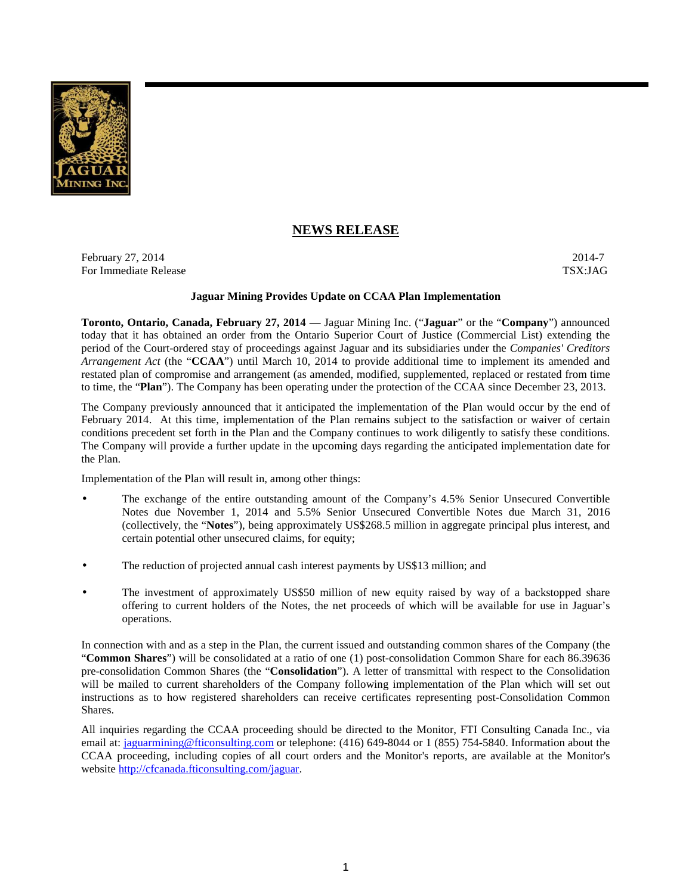## NEWS RELEASE

February 27, 2014
For Immediate Release

2014-7
TSX:JAG

**Jaguar Mining Provides Update on CCAA Plan Implementation**

**Toronto, Ontario, Canada, February 27, 2014** — Jaguar Mining Inc. ("**Jaguar**" or the "**Company**") announced today that it has obtained an order from the Ontario Superior Court of Justice (Commercial List) extending the period of the Court-ordered stay of proceedings against Jaguar and its subsidiaries under the *Companies' Creditors Arrangement Act* (the "**CCAA**") until March 10, 2014 to provide additional time to implement its amended and restated plan of compromise and arrangement (as amended, modified, supplemented, replaced or restated from time to time, the "**Plan**"). The Company has been operating under the protection of the CCAA since December 23, 2013.

The Company previously announced that it anticipated the implementation of the Plan would occur by the end of February 2014. At this time, implementation of the Plan remains subject to the satisfaction or waiver of certain conditions precedent set forth in the Plan and the Company continues to work diligently to satisfy these conditions. The Company will provide a further update in the upcoming days regarding the anticipated implementation date for the Plan.

Implementation of the Plan will result in, among other things:

- The exchange of the entire outstanding amount of the Company's 4.5% Senior Unsecured Convertible Notes due November 1, 2014 and 5.5% Senior Unsecured Convertible Notes due March 31, 2016 (collectively, the "**Notes**"), being approximately US$268.5 million in aggregate principal plus interest, and certain potential other unsecured claims, for equity;
- The reduction of projected annual cash interest payments by US$13 million; and
- The investment of approximately US$50 million of new equity raised by way of a backstopped share offering to current holders of the Notes, the net proceeds of which will be available for use in Jaguar's operations.

In connection with and as a step in the Plan, the current issued and outstanding common shares of the Company (the "**Common Shares**") will be consolidated at a ratio of one (1) post-consolidation Common Share for each 86.39636 pre-consolidation Common Shares (the "**Consolidation**"). A letter of transmittal with respect to the Consolidation will be mailed to current shareholders of the Company following implementation of the Plan which will set out instructions as to how registered shareholders can receive certificates representing post-Consolidation Common Shares.

All inquiries regarding the CCAA proceeding should be directed to the Monitor, FTI Consulting Canada Inc., via email at: jaguarmining@fticonsulting.com or telephone: (416) 649-8044 or 1 (855) 754-5840. Information about the CCAA proceeding, including copies of all court orders and the Monitor's reports, are available at the Monitor's website http://cfcanada.fticonsulting.com/jaguar.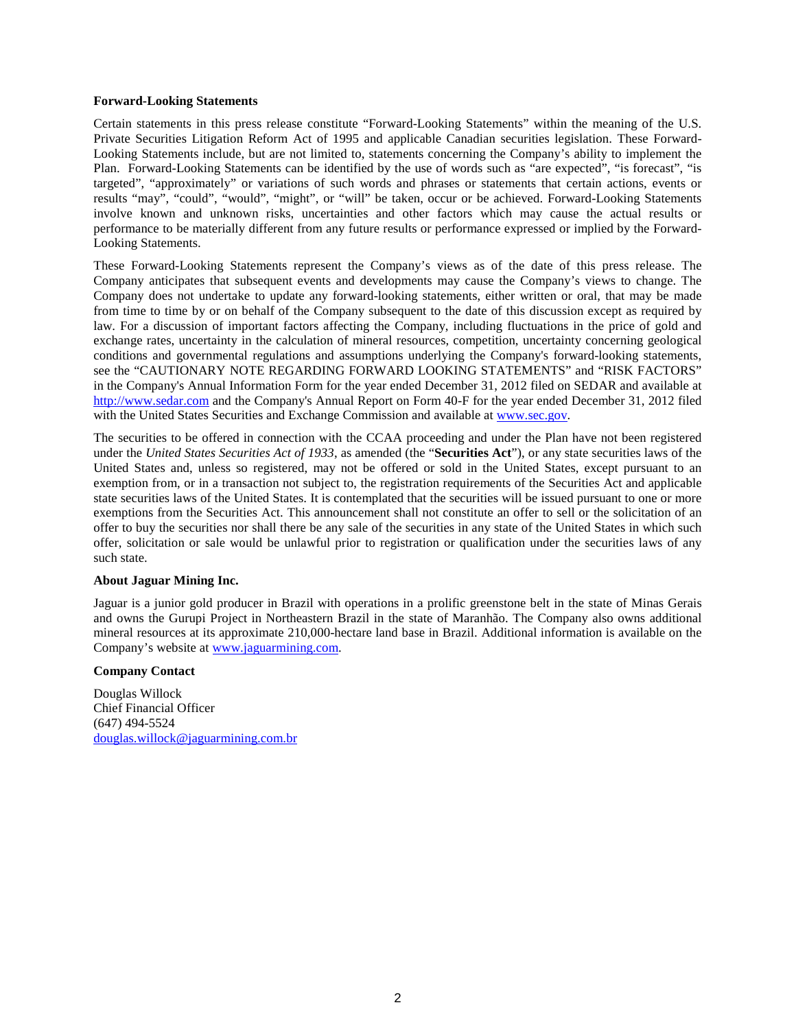**Forward-Looking Statements**

Certain statements in this press release constitute "Forward-Looking Statements" within the meaning of the U.S. Private Securities Litigation Reform Act of 1995 and applicable Canadian securities legislation. These Forward-Looking Statements include, but are not limited to, statements concerning the Company's ability to implement the Plan. Forward-Looking Statements can be identified by the use of words such as "are expected", "is forecast", "is targeted", "approximately" or variations of such words and phrases or statements that certain actions, events or results "may", "could", "would", "might", or "will" be taken, occur or be achieved. Forward-Looking Statements involve known and unknown risks, uncertainties and other factors which may cause the actual results or performance to be materially different from any future results or performance expressed or implied by the Forward-Looking Statements.

These Forward-Looking Statements represent the Company's views as of the date of this press release. The Company anticipates that subsequent events and developments may cause the Company's views to change. The Company does not undertake to update any forward-looking statements, either written or oral, that may be made from time to time by or on behalf of the Company subsequent to the date of this discussion except as required by law. For a discussion of important factors affecting the Company, including fluctuations in the price of gold and exchange rates, uncertainty in the calculation of mineral resources, competition, uncertainty concerning geological conditions and governmental regulations and assumptions underlying the Company's forward-looking statements, see the "CAUTIONARY NOTE REGARDING FORWARD LOOKING STATEMENTS" and "RISK FACTORS" in the Company's Annual Information Form for the year ended December 31, 2012 filed on SEDAR and available at http://www.sedar.com and the Company's Annual Report on Form 40-F for the year ended December 31, 2012 filed with the United States Securities and Exchange Commission and available at www.sec.gov.

The securities to be offered in connection with the CCAA proceeding and under the Plan have not been registered under the *United States Securities Act of 1933*, as amended (the "**Securities Act**"), or any state securities laws of the United States and, unless so registered, may not be offered or sold in the United States, except pursuant to an exemption from, or in a transaction not subject to, the registration requirements of the Securities Act and applicable state securities laws of the United States. It is contemplated that the securities will be issued pursuant to one or more exemptions from the Securities Act. This announcement shall not constitute an offer to sell or the solicitation of an offer to buy the securities nor shall there be any sale of the securities in any state of the United States in which such offer, solicitation or sale would be unlawful prior to registration or qualification under the securities laws of any such state.

**About Jaguar Mining Inc.**

Jaguar is a junior gold producer in Brazil with operations in a prolific greenstone belt in the state of Minas Gerais and owns the Gurupi Project in Northeastern Brazil in the state of Maranhão. The Company also owns additional mineral resources at its approximate 210,000-hectare land base in Brazil. Additional information is available on the Company's website at www.jaguarmining.com.

**Company Contact**

Douglas Willock
Chief Financial Officer
(647) 494-5524
douglas.willock@jaguarmining.com.br